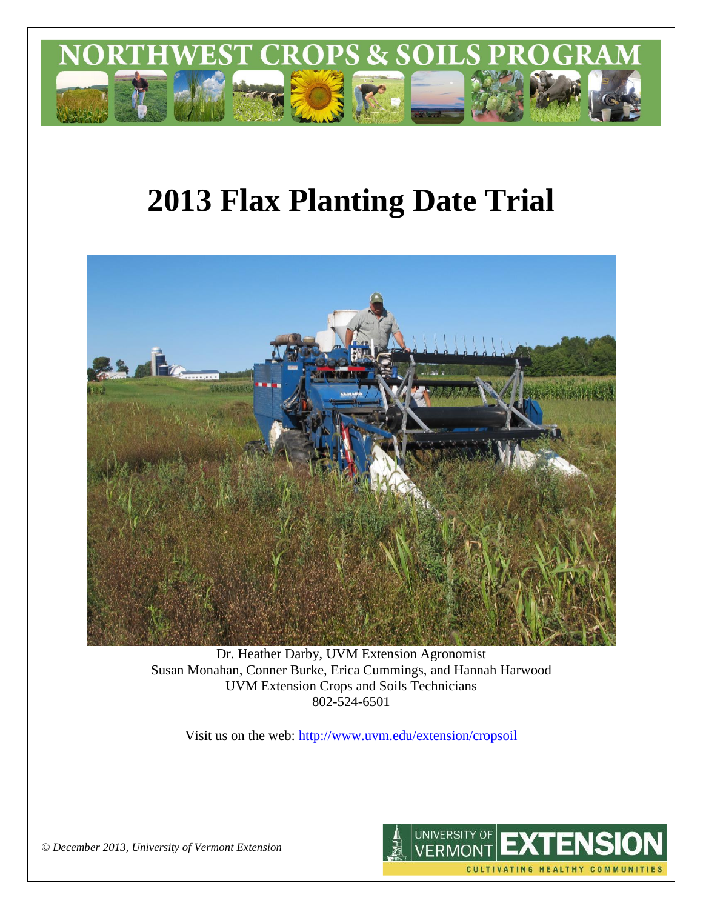# NORTHWEST CROPS & SOILS PROGRAM

# 2013 Flax Planting Date Trial

Dr. Heather Darby, UVM Extension Agronomist
Susan Monahan, Conner Burke, Erica Cummings, and Hannah Harwood
UVM Extension Crops and Soils Technicians
802-524-6501

Visit us on the web: http://www.uvm.edu/extension/cropsoil

*© December 2013, University of Vermont Extension*

UNIVERSITY OF VERMONT EXTENSION
CULTIVATING HEALTHY COMMUNITIES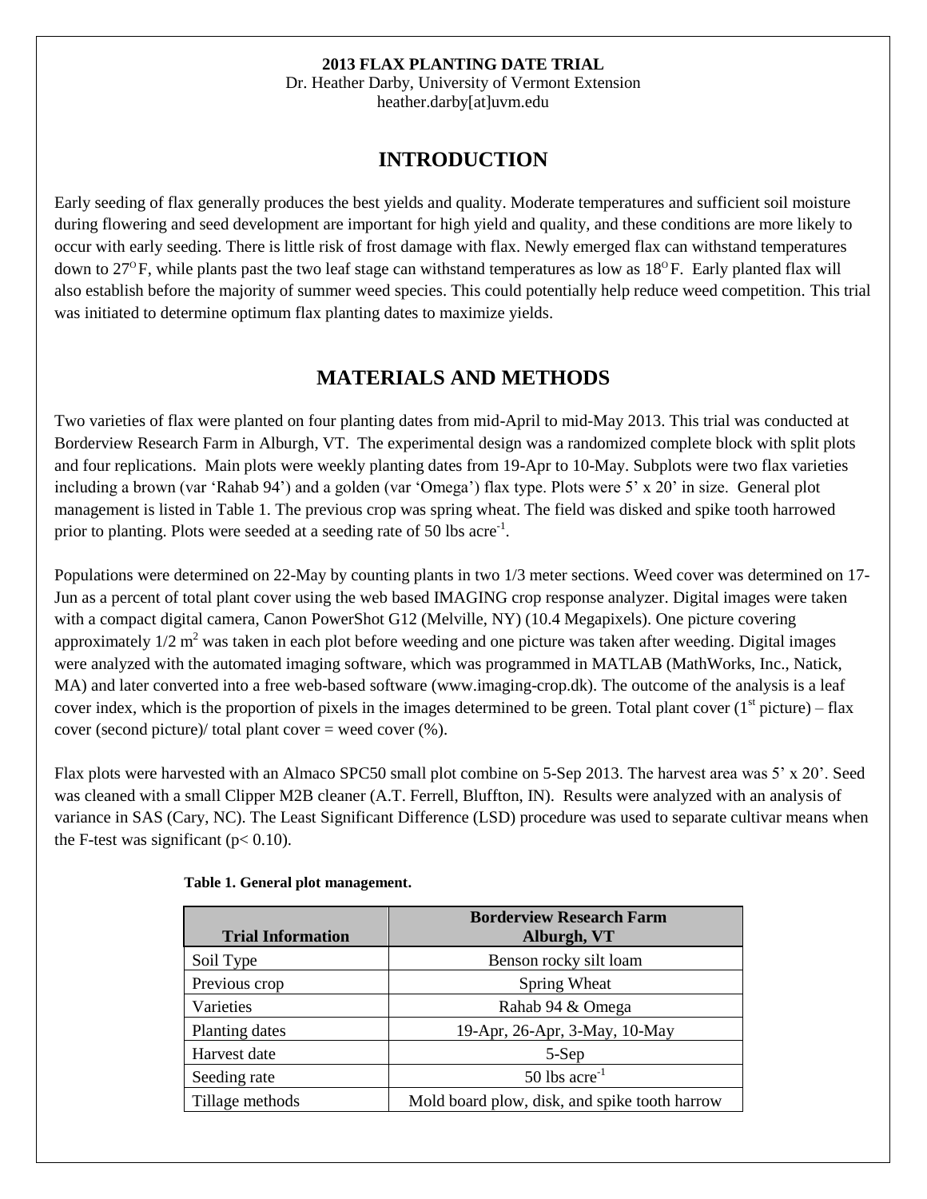**2013 FLAX PLANTING DATE TRIAL**
Dr. Heather Darby, University of Vermont Extension
heather.darby[at]uvm.edu

## INTRODUCTION

Early seeding of flax generally produces the best yields and quality. Moderate temperatures and sufficient soil moisture during flowering and seed development are important for high yield and quality, and these conditions are more likely to occur with early seeding. There is little risk of frost damage with flax. Newly emerged flax can withstand temperatures down to 27$^{O}$F, while plants past the two leaf stage can withstand temperatures as low as 18$^{O}$F. Early planted flax will also establish before the majority of summer weed species. This could potentially help reduce weed competition. This trial was initiated to determine optimum flax planting dates to maximize yields.

## MATERIALS AND METHODS

Two varieties of flax were planted on four planting dates from mid-April to mid-May 2013. This trial was conducted at Borderview Research Farm in Alburgh, VT. The experimental design was a randomized complete block with split plots and four replications. Main plots were weekly planting dates from 19-Apr to 10-May. Subplots were two flax varieties including a brown (var 'Rahab 94') and a golden (var 'Omega') flax type. Plots were 5' x 20' in size. General plot management is listed in Table 1. The previous crop was spring wheat. The field was disked and spike tooth harrowed prior to planting. Plots were seeded at a seeding rate of 50 lbs acre$^{-1}$.

Populations were determined on 22-May by counting plants in two 1/3 meter sections. Weed cover was determined on 17-Jun as a percent of total plant cover using the web based IMAGING crop response analyzer. Digital images were taken with a compact digital camera, Canon PowerShot G12 (Melville, NY) (10.4 Megapixels). One picture covering approximately 1/2 m$^2$ was taken in each plot before weeding and one picture was taken after weeding. Digital images were analyzed with the automated imaging software, which was programmed in MATLAB (MathWorks, Inc., Natick, MA) and later converted into a free web-based software (www.imaging-crop.dk). The outcome of the analysis is a leaf cover index, which is the proportion of pixels in the images determined to be green. Total plant cover (1$^{st}$ picture) – flax cover (second picture)/ total plant cover = weed cover (%).

Flax plots were harvested with an Almaco SPC50 small plot combine on 5-Sep 2013. The harvest area was 5' x 20'. Seed was cleaned with a small Clipper M2B cleaner (A.T. Ferrell, Bluffton, IN). Results were analyzed with an analysis of variance in SAS (Cary, NC). The Least Significant Difference (LSD) procedure was used to separate cultivar means when the F-test was significant ($p < 0.10$).

**Table 1. General plot management.**

| Trial Information | Borderview Research Farm Alburgh, VT |
|---|---|
| Soil Type | Benson rocky silt loam |
| Previous crop | Spring Wheat |
| Varieties | Rahab 94 & Omega |
| Planting dates | 19-Apr, 26-Apr, 3-May, 10-May |
| Harvest date | 5-Sep |
| Seeding rate | 50 lbs acre$^{-1}$ |
| Tillage methods | Mold board plow, disk, and spike tooth harrow |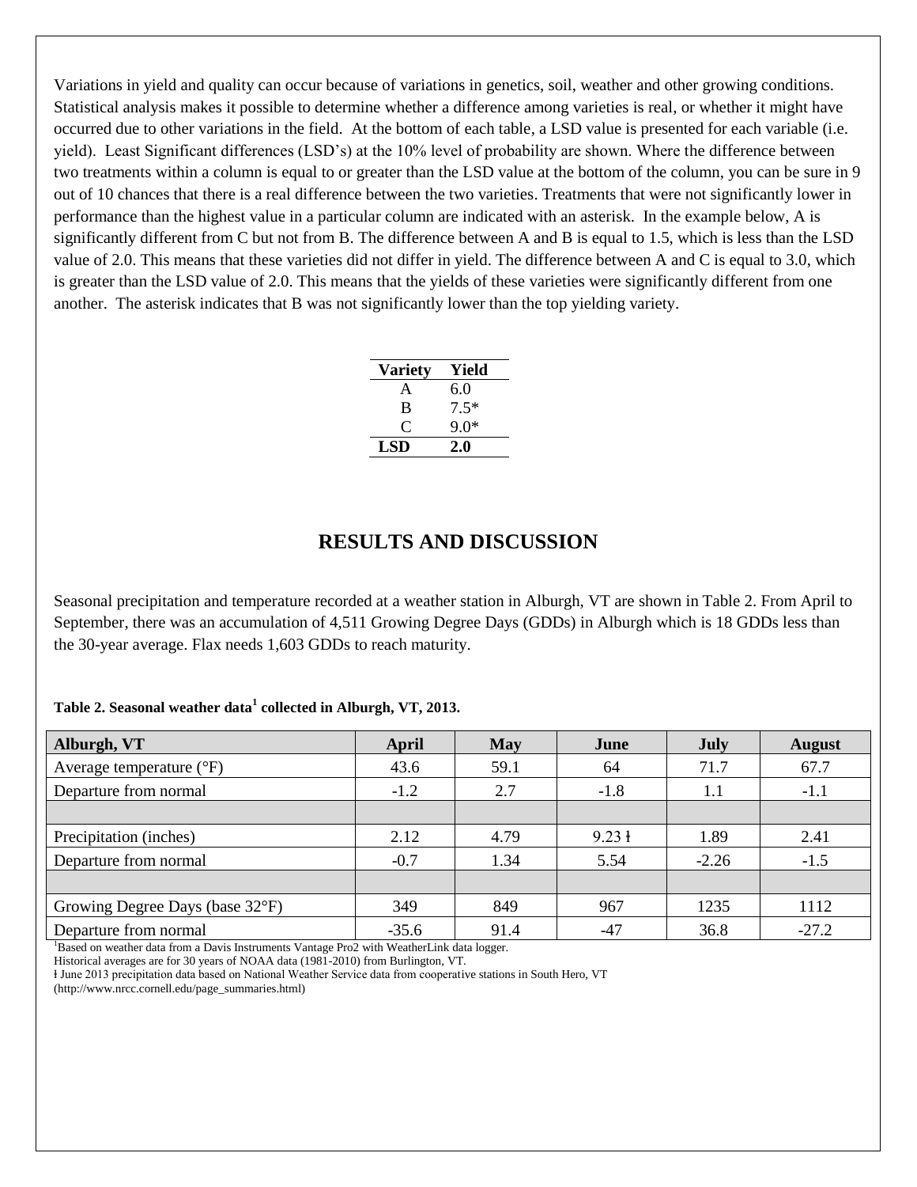Variations in yield and quality can occur because of variations in genetics, soil, weather and other growing conditions. Statistical analysis makes it possible to determine whether a difference among varieties is real, or whether it might have occurred due to other variations in the field. At the bottom of each table, a LSD value is presented for each variable (i.e. yield). Least Significant differences (LSD's) at the 10% level of probability are shown. Where the difference between two treatments within a column is equal to or greater than the LSD value at the bottom of the column, you can be sure in 9 out of 10 chances that there is a real difference between the two varieties. Treatments that were not significantly lower in performance than the highest value in a particular column are indicated with an asterisk. In the example below, A is significantly different from C but not from B. The difference between A and B is equal to 1.5, which is less than the LSD value of 2.0. This means that these varieties did not differ in yield. The difference between A and C is equal to 3.0, which is greater than the LSD value of 2.0. This means that the yields of these varieties were significantly different from one another. The asterisk indicates that B was not significantly lower than the top yielding variety.

| Variety | Yield |
|---|---|
| A | 6.0 |
| B | 7.5* |
| C | 9.0* |
| **LSD** | **2.0** |

## RESULTS AND DISCUSSION

Seasonal precipitation and temperature recorded at a weather station in Alburgh, VT are shown in Table 2. From April to September, there was an accumulation of 4,511 Growing Degree Days (GDDs) in Alburgh which is 18 GDDs less than the 30-year average. Flax needs 1,603 GDDs to reach maturity.

**Table 2. Seasonal weather data[1] collected in Alburgh, VT, 2013.**

| Alburgh, VT | April | May | June | July | August |
|---|---|---|---|---|---|
| Average temperature (°F) | 43.6 | 59.1 | 64 | 71.7 | 67.7 |
| Departure from normal | -1.2 | 2.7 | -1.8 | 1.1 | -1.1 |
| | | | | | |
| Precipitation (inches) | 2.12 | 4.79 | 9.23 ł | 1.89 | 2.41 |
| Departure from normal | -0.7 | 1.34 | 5.54 | -2.26 | -1.5 |
| | | | | | |
| Growing Degree Days (base 32°F) | 349 | 849 | 967 | 1235 | 1112 |
| Departure from normal | -35.6 | 91.4 | -47 | 36.8 | -27.2 |

[1]Based on weather data from a Davis Instruments Vantage Pro2 with WeatherLink data logger.
Historical averages are for 30 years of NOAA data (1981-2010) from Burlington, VT.
ł June 2013 precipitation data based on National Weather Service data from cooperative stations in South Hero, VT
(http://www.nrcc.cornell.edu/page_summaries.html)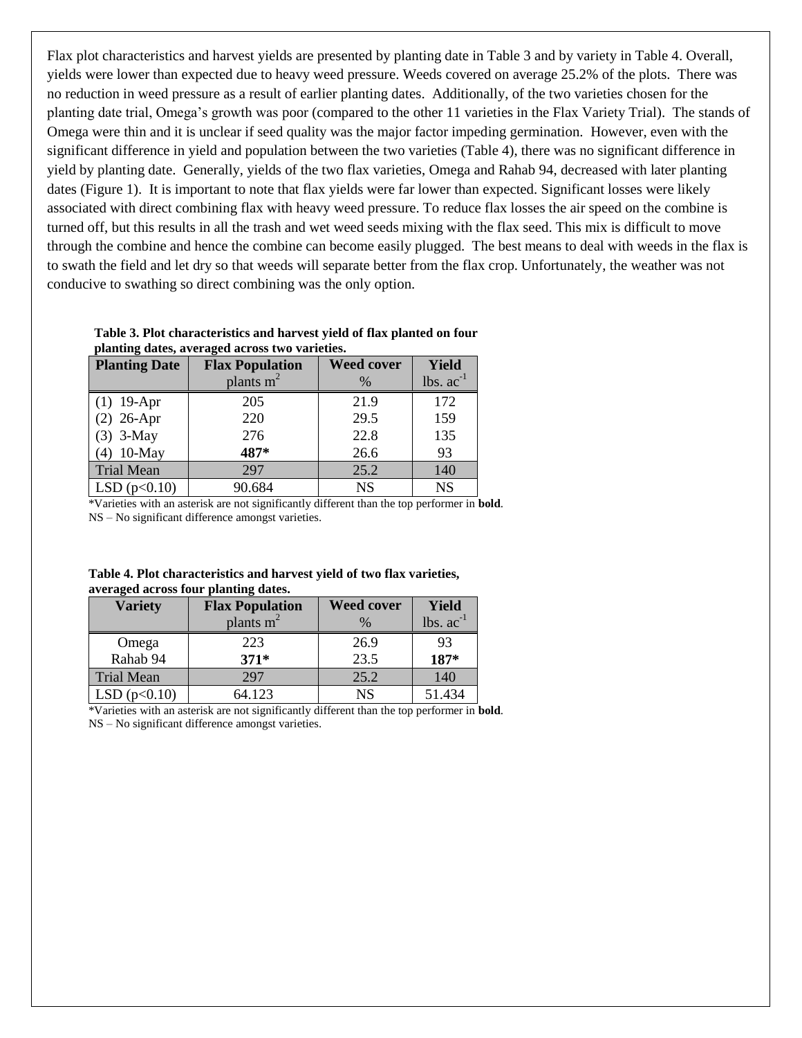Flax plot characteristics and harvest yields are presented by planting date in Table 3 and by variety in Table 4. Overall, yields were lower than expected due to heavy weed pressure. Weeds covered on average 25.2% of the plots. There was no reduction in weed pressure as a result of earlier planting dates. Additionally, of the two varieties chosen for the planting date trial, Omega's growth was poor (compared to the other 11 varieties in the Flax Variety Trial). The stands of Omega were thin and it is unclear if seed quality was the major factor impeding germination. However, even with the significant difference in yield and population between the two varieties (Table 4), there was no significant difference in yield by planting date. Generally, yields of the two flax varieties, Omega and Rahab 94, decreased with later planting dates (Figure 1). It is important to note that flax yields were far lower than expected. Significant losses were likely associated with direct combining flax with heavy weed pressure. To reduce flax losses the air speed on the combine is turned off, but this results in all the trash and wet weed seeds mixing with the flax seed. This mix is difficult to move through the combine and hence the combine can become easily plugged. The best means to deal with weeds in the flax is to swath the field and let dry so that weeds will separate better from the flax crop. Unfortunately, the weather was not conducive to swathing so direct combining was the only option.

**Table 3. Plot characteristics and harvest yield of flax planted on four planting dates, averaged across two varieties.**

| Planting Date | Flax Population plants $m^2$ | Weed cover % | Yield lbs. $ac^{-1}$ |
|---|---|---|---|
| (1) 19-Apr | 205 | 21.9 | 172 |
| (2) 26-Apr | 220 | 29.5 | 159 |
| (3) 3-May | 276 | 22.8 | 135 |
| (4) 10-May | **487*** | 26.6 | 93 |
| Trial Mean | 297 | 25.2 | 140 |
| LSD (p<0.10) | 90.684 | NS | NS |

*Varieties with an asterisk are not significantly different than the top performer in **bold**.
NS – No significant difference amongst varieties.

**Table 4. Plot characteristics and harvest yield of two flax varieties, averaged across four planting dates.**

| Variety | Flax Population plants $m^2$ | Weed cover % | Yield lbs. $ac^{-1}$ |
|---|---|---|---|
| Omega | 223 | 26.9 | 93 |
| Rahab 94 | **371*** | 23.5 | **187*** |
| Trial Mean | 297 | 25.2 | 140 |
| LSD (p<0.10) | 64.123 | NS | 51.434 |

*Varieties with an asterisk are not significantly different than the top performer in **bold**.
NS – No significant difference amongst varieties.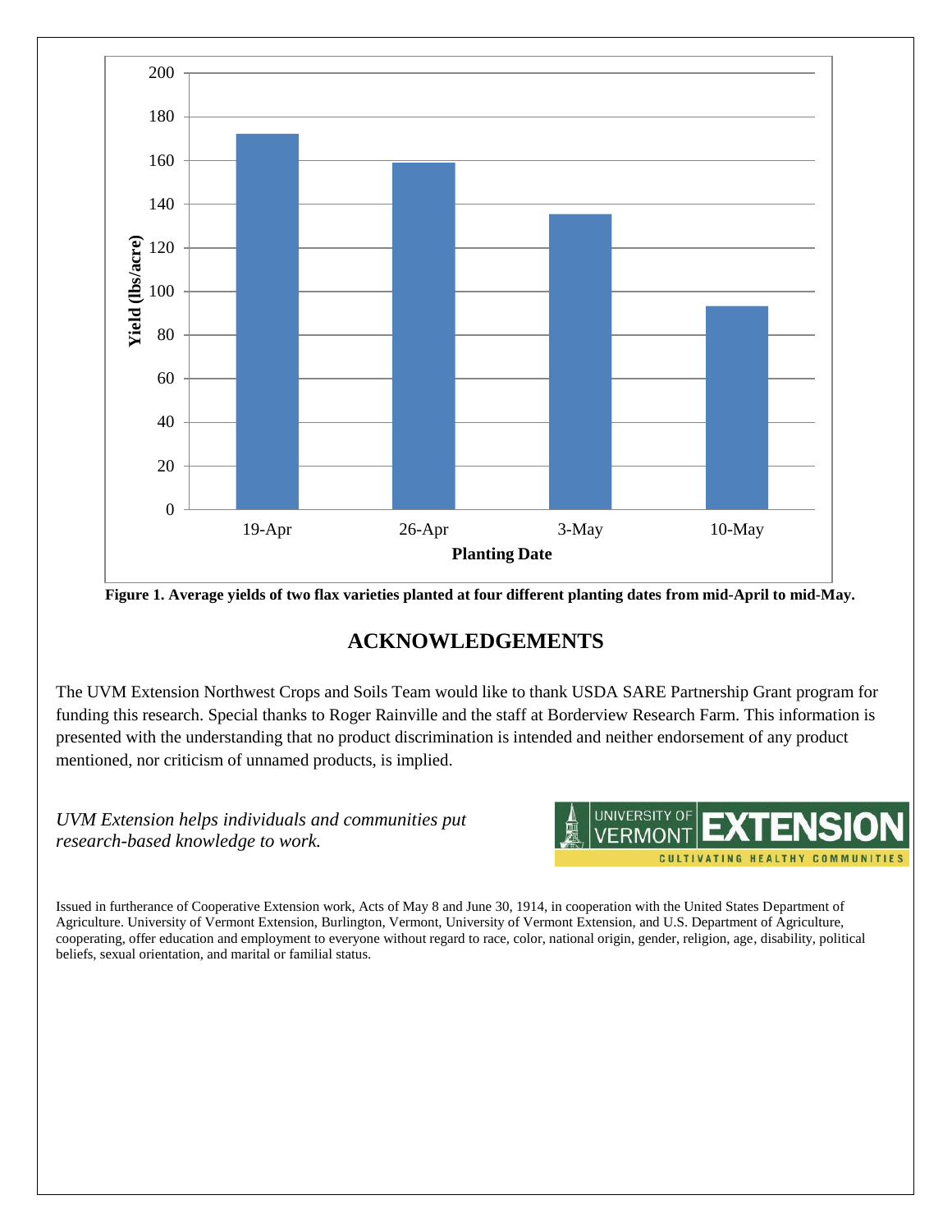200
180
160
140
120
100
80
60
40
20
0

Yield (lbs/acre)

19-Apr
26-Apr
3-May
10-May

Planting Date

**Figure 1. Average yields of two flax varieties planted at four different planting dates from mid-April to mid-May.**

## ACKNOWLEDGEMENTS

The UVM Extension Northwest Crops and Soils Team would like to thank USDA SARE Partnership Grant program for funding this research. Special thanks to Roger Rainville and the staff at Borderview Research Farm. This information is presented with the understanding that no product discrimination is intended and neither endorsement of any product mentioned, nor criticism of unnamed products, is implied.

*UVM Extension helps individuals and communities put research-based knowledge to work.*

UNIVERSITY OF VERMONT EXTENSION
CULTIVATING HEALTHY COMMUNITIES

Issued in furtherance of Cooperative Extension work, Acts of May 8 and June 30, 1914, in cooperation with the United States Department of Agriculture. University of Vermont Extension, Burlington, Vermont, University of Vermont Extension, and U.S. Department of Agriculture, cooperating, offer education and employment to everyone without regard to race, color, national origin, gender, religion, age, disability, political beliefs, sexual orientation, and marital or familial status.